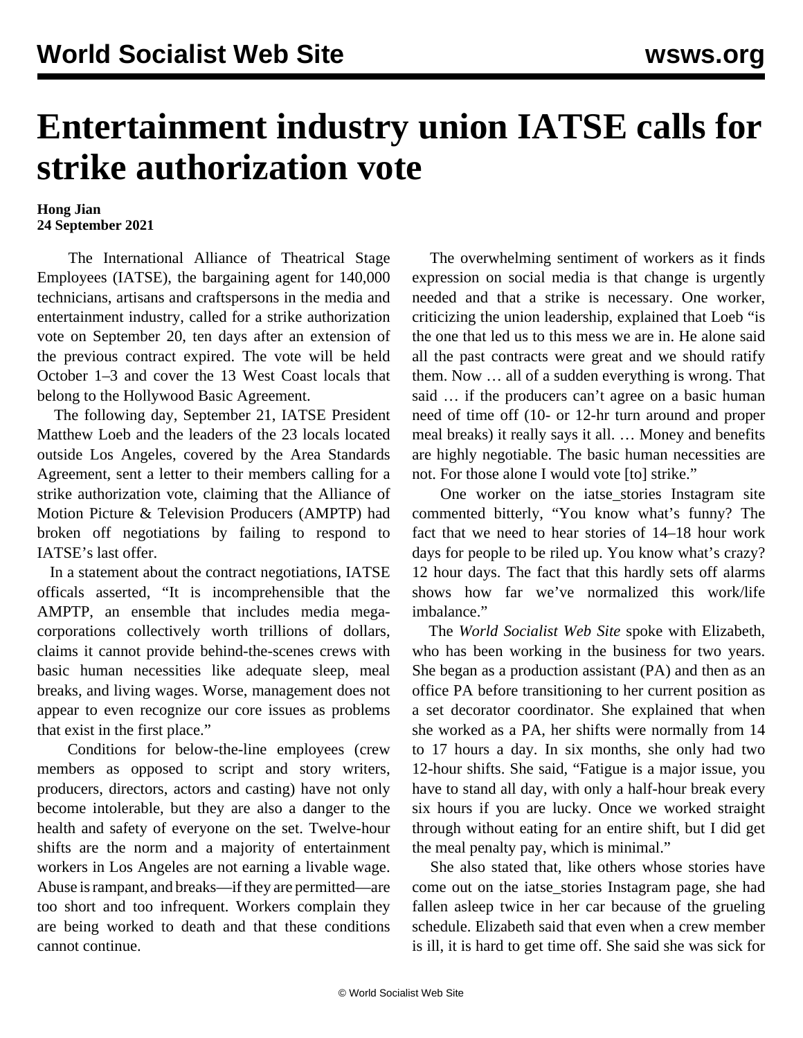# Entertainment industry union IATSE calls for strike authorization vote

**Hong Jian**
**24 September 2021**

The International Alliance of Theatrical Stage Employees (IATSE), the bargaining agent for 140,000 technicians, artisans and craftspersons in the media and entertainment industry, called for a strike authorization vote on September 20, ten days after an extension of the previous contract expired. The vote will be held October 1–3 and cover the 13 West Coast locals that belong to the Hollywood Basic Agreement.

The following day, September 21, IATSE President Matthew Loeb and the leaders of the 23 locals located outside Los Angeles, covered by the Area Standards Agreement, sent a letter to their members calling for a strike authorization vote, claiming that the Alliance of Motion Picture & Television Producers (AMPTP) had broken off negotiations by failing to respond to IATSE's last offer.

In a statement about the contract negotiations, IATSE officals asserted, "It is incomprehensible that the AMPTP, an ensemble that includes media mega-corporations collectively worth trillions of dollars, claims it cannot provide behind-the-scenes crews with basic human necessities like adequate sleep, meal breaks, and living wages. Worse, management does not appear to even recognize our core issues as problems that exist in the first place."

Conditions for below-the-line employees (crew members as opposed to script and story writers, producers, directors, actors and casting) have not only become intolerable, but they are also a danger to the health and safety of everyone on the set. Twelve-hour shifts are the norm and a majority of entertainment workers in Los Angeles are not earning a livable wage. Abuse is rampant, and breaks—if they are permitted—are too short and too infrequent. Workers complain they are being worked to death and that these conditions cannot continue.

The overwhelming sentiment of workers as it finds expression on social media is that change is urgently needed and that a strike is necessary. One worker, criticizing the union leadership, explained that Loeb "is the one that led us to this mess we are in. He alone said all the past contracts were great and we should ratify them. Now … all of a sudden everything is wrong. That said … if the producers can't agree on a basic human need of time off (10- or 12-hr turn around and proper meal breaks) it really says it all. … Money and benefits are highly negotiable. The basic human necessities are not. For those alone I would vote [to] strike."

One worker on the iatse_stories Instagram site commented bitterly, "You know what's funny? The fact that we need to hear stories of 14–18 hour work days for people to be riled up. You know what's crazy? 12 hour days. The fact that this hardly sets off alarms shows how far we've normalized this work/life imbalance."

The *World Socialist Web Site* spoke with Elizabeth, who has been working in the business for two years. She began as a production assistant (PA) and then as an office PA before transitioning to her current position as a set decorator coordinator. She explained that when she worked as a PA, her shifts were normally from 14 to 17 hours a day. In six months, she only had two 12-hour shifts. She said, "Fatigue is a major issue, you have to stand all day, with only a half-hour break every six hours if you are lucky. Once we worked straight through without eating for an entire shift, but I did get the meal penalty pay, which is minimal."

She also stated that, like others whose stories have come out on the iatse_stories Instagram page, she had fallen asleep twice in her car because of the grueling schedule. Elizabeth said that even when a crew member is ill, it is hard to get time off. She said she was sick for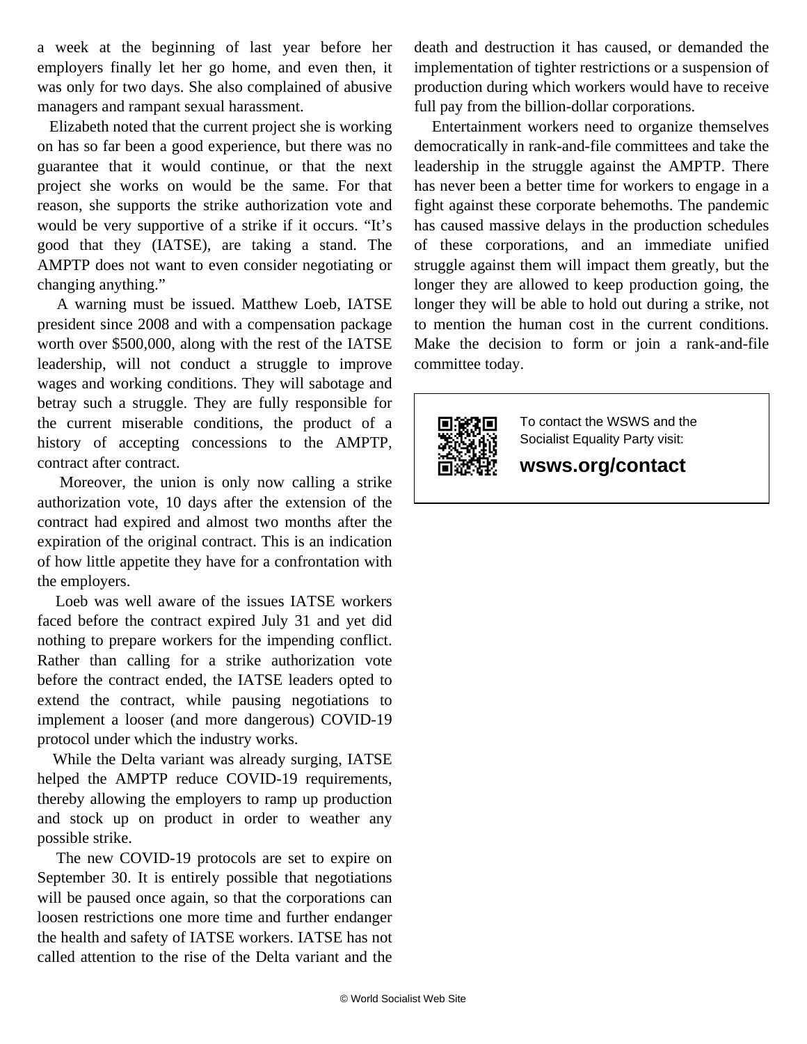a week at the beginning of last year before her employers finally let her go home, and even then, it was only for two days. She also complained of abusive managers and rampant sexual harassment.

Elizabeth noted that the current project she is working on has so far been a good experience, but there was no guarantee that it would continue, or that the next project she works on would be the same. For that reason, she supports the strike authorization vote and would be very supportive of a strike if it occurs. "It's good that they (IATSE), are taking a stand. The AMPTP does not want to even consider negotiating or changing anything."

A warning must be issued. Matthew Loeb, IATSE president since 2008 and with a compensation package worth over $500,000, along with the rest of the IATSE leadership, will not conduct a struggle to improve wages and working conditions. They will sabotage and betray such a struggle. They are fully responsible for the current miserable conditions, the product of a history of accepting concessions to the AMPTP, contract after contract.

Moreover, the union is only now calling a strike authorization vote, 10 days after the extension of the contract had expired and almost two months after the expiration of the original contract. This is an indication of how little appetite they have for a confrontation with the employers.

Loeb was well aware of the issues IATSE workers faced before the contract expired July 31 and yet did nothing to prepare workers for the impending conflict. Rather than calling for a strike authorization vote before the contract ended, the IATSE leaders opted to extend the contract, while pausing negotiations to implement a looser (and more dangerous) COVID-19 protocol under which the industry works.

While the Delta variant was already surging, IATSE helped the AMPTP reduce COVID-19 requirements, thereby allowing the employers to ramp up production and stock up on product in order to weather any possible strike.

The new COVID-19 protocols are set to expire on September 30. It is entirely possible that negotiations will be paused once again, so that the corporations can loosen restrictions one more time and further endanger the health and safety of IATSE workers. IATSE has not called attention to the rise of the Delta variant and the death and destruction it has caused, or demanded the implementation of tighter restrictions or a suspension of production during which workers would have to receive full pay from the billion-dollar corporations.

Entertainment workers need to organize themselves democratically in rank-and-file committees and take the leadership in the struggle against the AMPTP. There has never been a better time for workers to engage in a fight against these corporate behemoths. The pandemic has caused massive delays in the production schedules of these corporations, and an immediate unified struggle against them will impact them greatly, but the longer they are allowed to keep production going, the longer they will be able to hold out during a strike, not to mention the human cost in the current conditions. Make the decision to form or join a rank-and-file committee today.

To contact the WSWS and the Socialist Equality Party visit:

**wsws.org/contact**